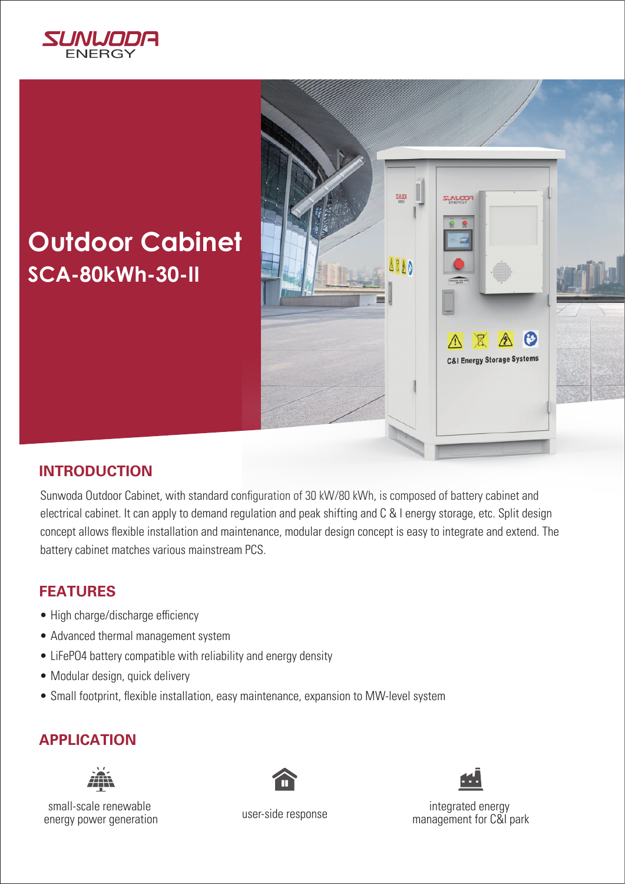SUNWODA ENERGY

# Outdoor Cabinet

## SCA-80kWh-30-II

## INTRODUCTION

Sunwoda Outdoor Cabinet, with standard configuration of 30 kW/80 kWh, is composed of battery cabinet and electrical cabinet. It can apply to demand regulation and peak shifting and C & I energy storage, etc. Split design concept allows flexible installation and maintenance, modular design concept is easy to integrate and extend. The battery cabinet matches various mainstream PCS.

## FEATURES

- High charge/discharge efficiency
- Advanced thermal management system
- $LiFePO_4$ battery compatible with reliability and energy density
- Modular design, quick delivery
- Small footprint, flexible installation, easy maintenance, expansion to MW-level system

## APPLICATION

- small-scale renewable energy power generation
- user-side response
- integrated energy management for C&I park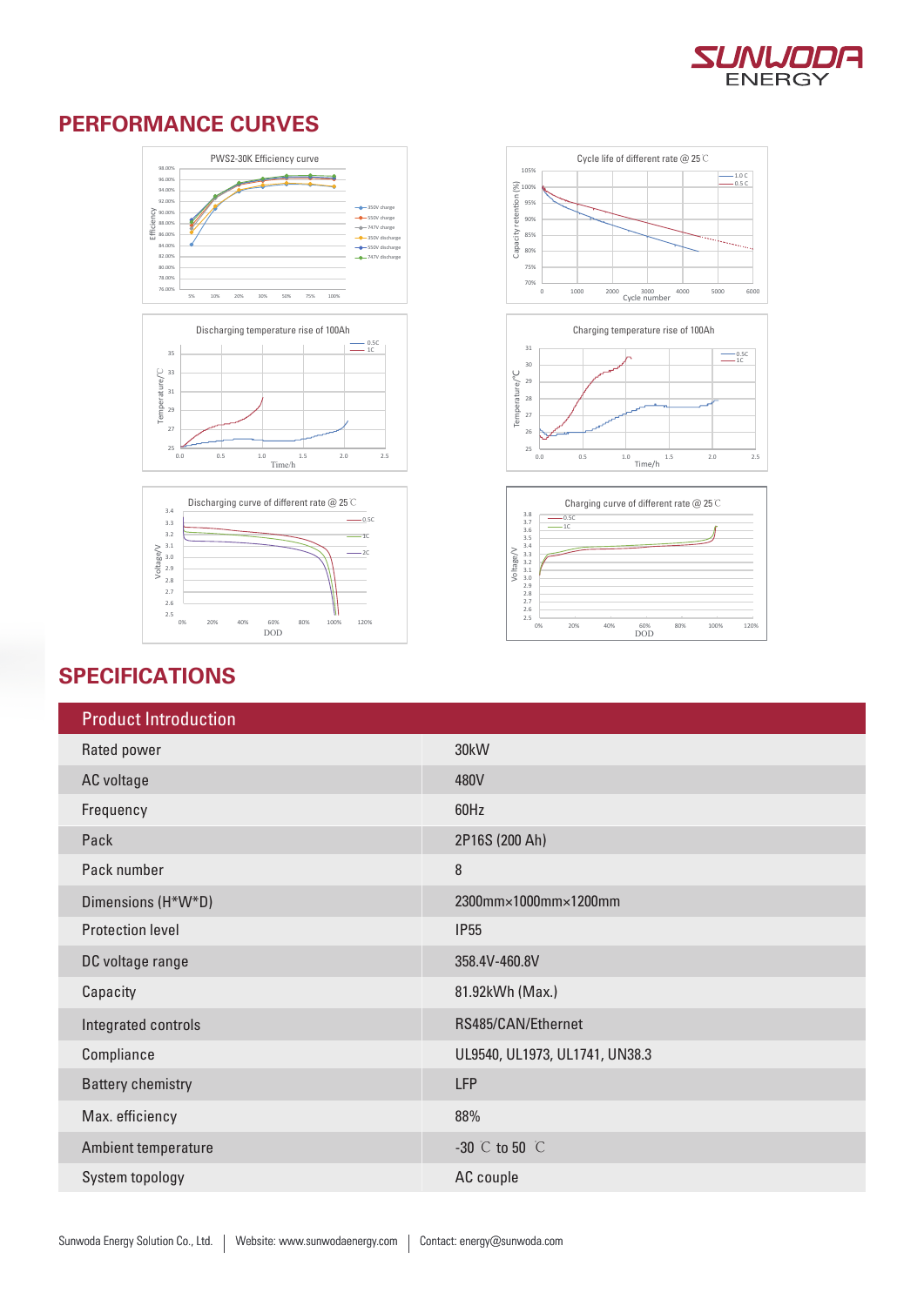# PERFORMANCE CURVES

PWS2-30K Efficiency curve

Efficiency

98.00%
96.00%
94.00%
92.00%
90.00%
88.00%
86.00%
84.00%
82.00%
80.00%
78.00%
76.00%

5% 10% 20% 30% 50% 75% 100%

350V charge
550V charge
747V charge
350V discharge
550V discharge
747V discharge

Cycle life of different rate @ 25 ℃

Capacity retention (%)

105%
100%
95%
90%
85%
80%
75%
70%

0 1000 2000 3000 4000 5000 6000

Cycle number

1.0 C
0.5 C

Discharging temperature rise of 100Ah

Temperature/℃

35
33
31
29
27
25

0.0 0.5 1.0 1.5 2.0 2.5

Time/h

0.5C
1C

Charging temperature rise of 100Ah

Temperature/℃

31
30
29
28
27
26
25

0.0 0.5 1.0 1.5 2.0 2.5

Time/h

0.5C
1C

Discharging curve of different rate @ 25 ℃

Voltage/V

3.4
3.3
3.2
3.1
3.0
2.9
2.8
2.7
2.6
2.5

0% 20% 40% 60% 80% 100% 120%

DOD

0.5C
1C
2C

Charging curve of different rate @ 25 ℃

Voltage/V

3.8
3.7
3.6
3.5
3.4
3.3
3.2
3.1
3.0
2.9
2.8
2.7
2.6
2.5

0% 20% 40% 60% 80% 100% 120%

DOD

0.5C
1C

# SPECIFICATIONS

| Product Introduction | |
|---|---|
| Rated power | 30kW |
| AC voltage | 480V |
| Frequency | 60Hz |
| Pack | 2P16S (200 Ah) |
| Pack number | 8 |
| Dimensions (H*W*D) | 2300mm×1000mm×1200mm |
| Protection level | IP55 |
| DC voltage range | 358.4V-460.8V |
| Capacity | 81.92kWh (Max.) |
| Integrated controls | RS485/CAN/Ethernet |
| Compliance | UL9540, UL1973, UL1741, UN38.3 |
| Battery chemistry | LFP |
| Max. efficiency | 88% |
| Ambient temperature | -30 ℃ to 50 ℃ |
| System topology | AC couple |

Sunwoda Energy Solution Co., Ltd. | Website: www.sunwodaenergy.com | Contact: energy@sunwoda.com